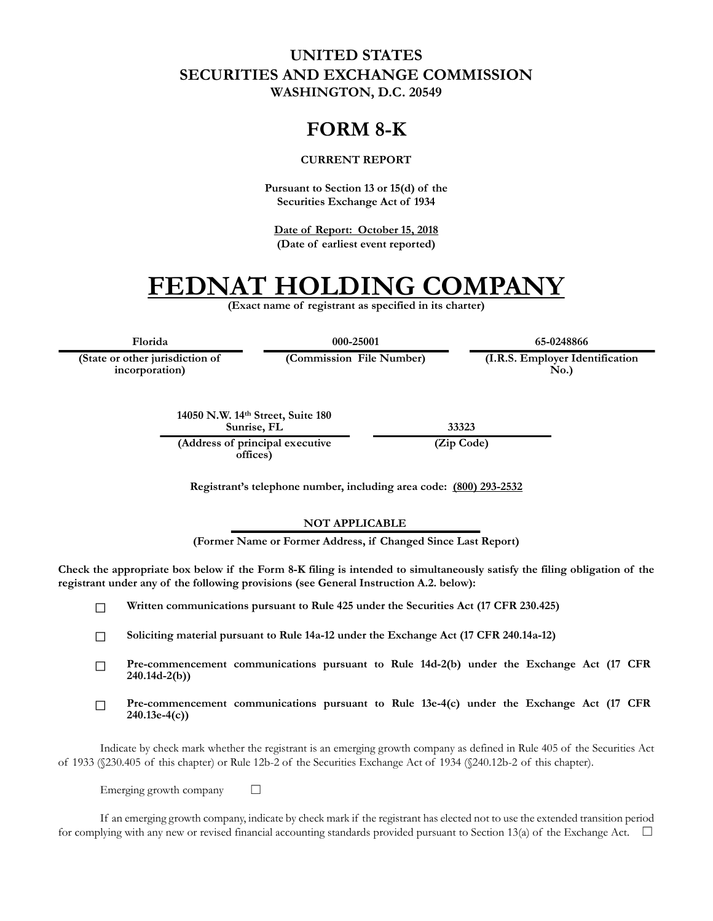# UNITED STATES
# SECURITIES AND EXCHANGE COMMISSION
**WASHINGTON, D.C. 20549**

# FORM 8-K

**CURRENT REPORT**

**Pursuant to Section 13 or 15(d) of the Securities Exchange Act of 1934**

**Date of Report: October 15, 2018**
**(Date of earliest event reported)**

# FEDNAT HOLDING COMPANY

**(Exact name of registrant as specified in its charter)**

| Florida | 000-25001 | 65-0248866 |
|---|---|---|
| (State or other jurisdiction of incorporation) | (Commission File Number) | (I.R.S. Employer Identification No.) |

| 14050 N.W. 14th Street, Suite 180 Sunrise, FL | 33323 |
|---|---|
| (Address of principal executive offices) | (Zip Code) |

**Registrant's telephone number, including area code: (800) 293-2532**

**NOT APPLICABLE**
**(Former Name or Former Address, if Changed Since Last Report)**

**Check the appropriate box below if the Form 8-K filing is intended to simultaneously satisfy the filing obligation of the registrant under any of the following provisions (see General Instruction A.2. below):**

☐ **Written communications pursuant to Rule 425 under the Securities Act (17 CFR 230.425)**

☐ **Soliciting material pursuant to Rule 14a-12 under the Exchange Act (17 CFR 240.14a-12)**

☐ **Pre-commencement communications pursuant to Rule 14d-2(b) under the Exchange Act (17 CFR 240.14d-2(b))**

☐ **Pre-commencement communications pursuant to Rule 13e-4(c) under the Exchange Act (17 CFR 240.13e-4(c))**

Indicate by check mark whether the registrant is an emerging growth company as defined in Rule 405 of the Securities Act of 1933 (§230.405 of this chapter) or Rule 12b-2 of the Securities Exchange Act of 1934 (§240.12b-2 of this chapter).

Emerging growth company ☐

If an emerging growth company, indicate by check mark if the registrant has elected not to use the extended transition period for complying with any new or revised financial accounting standards provided pursuant to Section 13(a) of the Exchange Act. ☐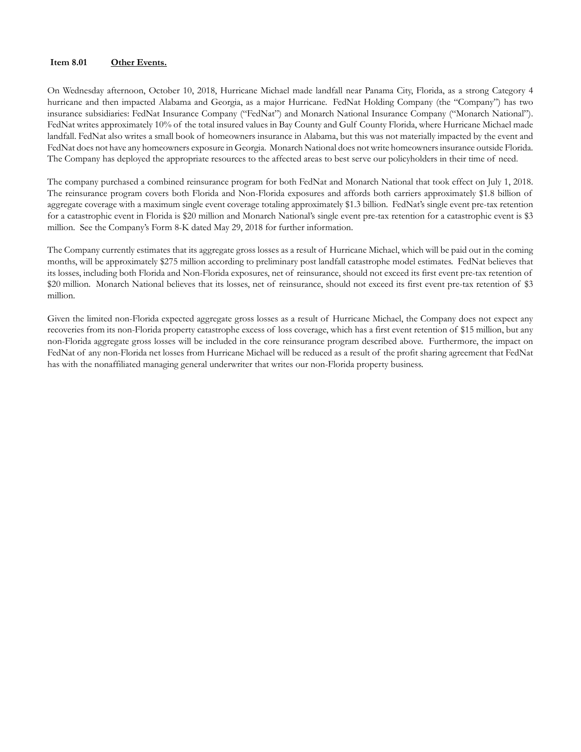**Item 8.01 Other Events.**

On Wednesday afternoon, October 10, 2018, Hurricane Michael made landfall near Panama City, Florida, as a strong Category 4 hurricane and then impacted Alabama and Georgia, as a major Hurricane. FedNat Holding Company (the "Company") has two insurance subsidiaries: FedNat Insurance Company ("FedNat") and Monarch National Insurance Company ("Monarch National"). FedNat writes approximately 10% of the total insured values in Bay County and Gulf County Florida, where Hurricane Michael made landfall. FedNat also writes a small book of homeowners insurance in Alabama, but this was not materially impacted by the event and FedNat does not have any homeowners exposure in Georgia. Monarch National does not write homeowners insurance outside Florida. The Company has deployed the appropriate resources to the affected areas to best serve our policyholders in their time of need.

The company purchased a combined reinsurance program for both FedNat and Monarch National that took effect on July 1, 2018. The reinsurance program covers both Florida and Non-Florida exposures and affords both carriers approximately $1.8 billion of aggregate coverage with a maximum single event coverage totaling approximately $1.3 billion. FedNat's single event pre-tax retention for a catastrophic event in Florida is $20 million and Monarch National's single event pre-tax retention for a catastrophic event is $3 million. See the Company's Form 8-K dated May 29, 2018 for further information.

The Company currently estimates that its aggregate gross losses as a result of Hurricane Michael, which will be paid out in the coming months, will be approximately $275 million according to preliminary post landfall catastrophe model estimates. FedNat believes that its losses, including both Florida and Non-Florida exposures, net of reinsurance, should not exceed its first event pre-tax retention of $20 million. Monarch National believes that its losses, net of reinsurance, should not exceed its first event pre-tax retention of $3 million.

Given the limited non-Florida expected aggregate gross losses as a result of Hurricane Michael, the Company does not expect any recoveries from its non-Florida property catastrophe excess of loss coverage, which has a first event retention of $15 million, but any non-Florida aggregate gross losses will be included in the core reinsurance program described above. Furthermore, the impact on FedNat of any non-Florida net losses from Hurricane Michael will be reduced as a result of the profit sharing agreement that FedNat has with the nonaffiliated managing general underwriter that writes our non-Florida property business.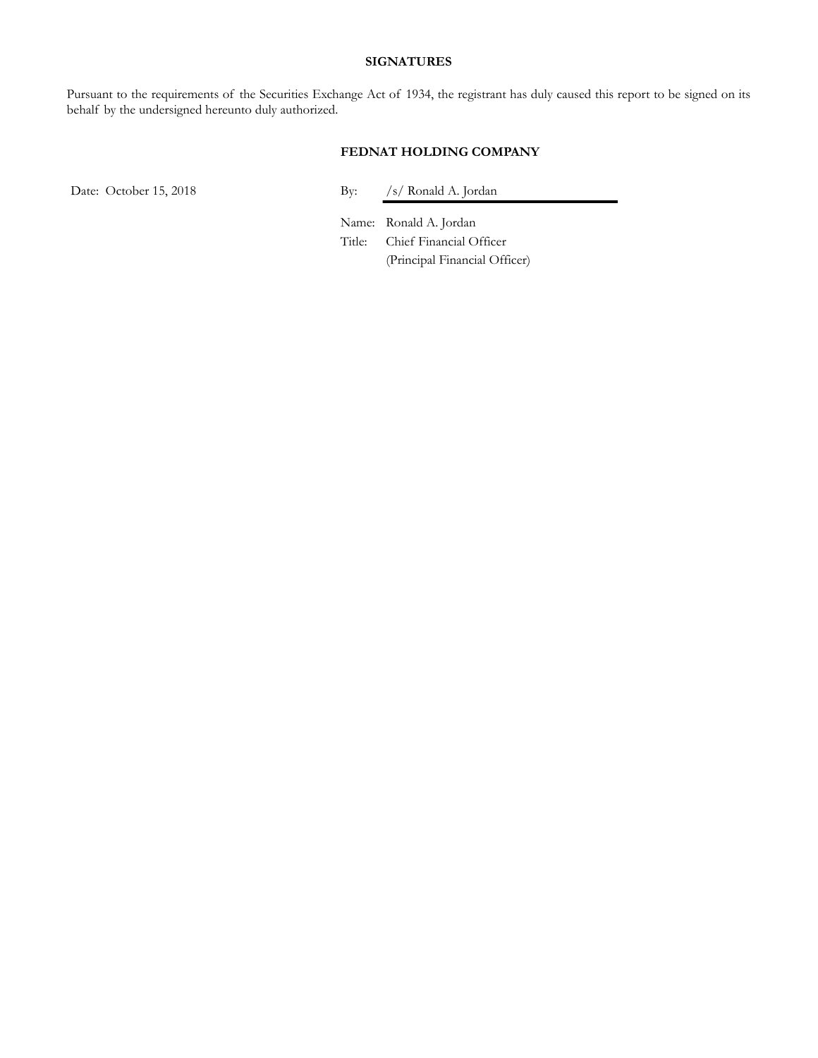**SIGNATURES**

Pursuant to the requirements of the Securities Exchange Act of 1934, the registrant has duly caused this report to be signed on its behalf by the undersigned hereunto duly authorized.

**FEDNAT HOLDING COMPANY**

Date: October 15, 2018

By: /s/ Ronald A. Jordan

Name: Ronald A. Jordan

Title: Chief Financial Officer (Principal Financial Officer)